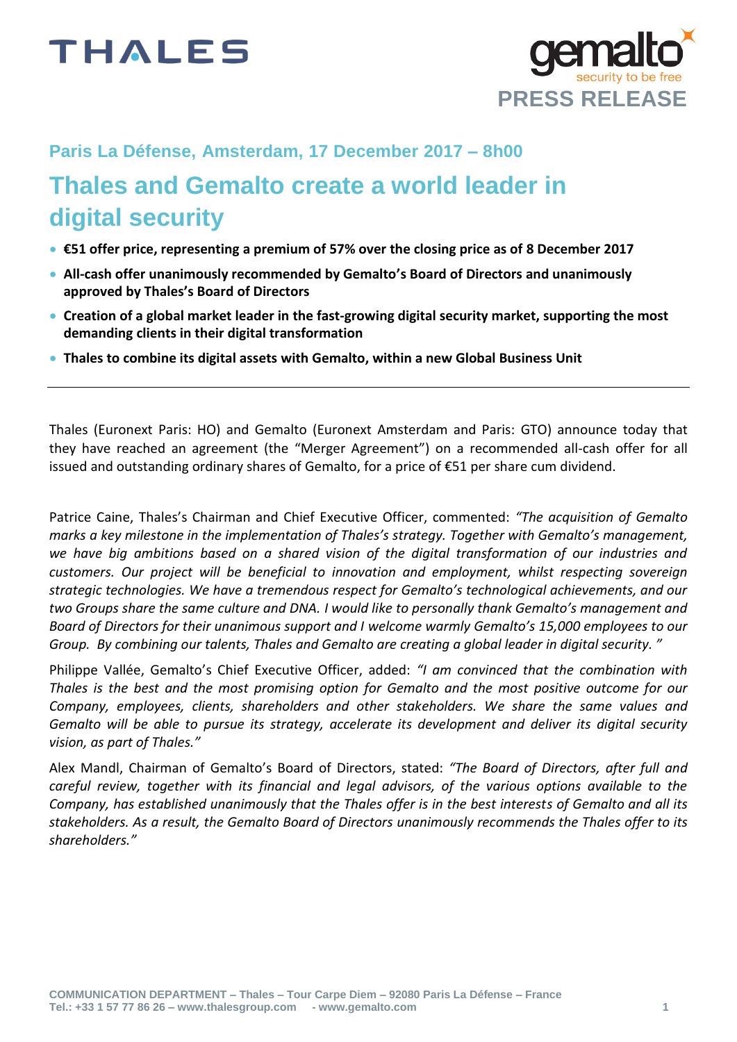PRESS RELEASE

Paris La Défense, Amsterdam, 17 December 2017 – 8h00

# Thales and Gemalto create a world leader in digital security

- **€51 offer price, representing a premium of 57% over the closing price as of 8 December 2017**
- **All-cash offer unanimously recommended by Gemalto's Board of Directors and unanimously approved by Thales's Board of Directors**
- **Creation of a global market leader in the fast-growing digital security market, supporting the most demanding clients in their digital transformation**
- **Thales to combine its digital assets with Gemalto, within a new Global Business Unit**

---

Thales (Euronext Paris: HO) and Gemalto (Euronext Amsterdam and Paris: GTO) announce today that they have reached an agreement (the "Merger Agreement") on a recommended all-cash offer for all issued and outstanding ordinary shares of Gemalto, for a price of €51 per share cum dividend.

Patrice Caine, Thales's Chairman and Chief Executive Officer, commented: *"The acquisition of Gemalto marks a key milestone in the implementation of Thales's strategy. Together with Gemalto's management, we have big ambitions based on a shared vision of the digital transformation of our industries and customers. Our project will be beneficial to innovation and employment, whilst respecting sovereign strategic technologies. We have a tremendous respect for Gemalto's technological achievements, and our two Groups share the same culture and DNA. I would like to personally thank Gemalto's management and Board of Directors for their unanimous support and I welcome warmly Gemalto's 15,000 employees to our Group. By combining our talents, Thales and Gemalto are creating a global leader in digital security. "*

Philippe Vallée, Gemalto's Chief Executive Officer, added: *"I am convinced that the combination with Thales is the best and the most promising option for Gemalto and the most positive outcome for our Company, employees, clients, shareholders and other stakeholders. We share the same values and Gemalto will be able to pursue its strategy, accelerate its development and deliver its digital security vision, as part of Thales."*

Alex Mandl, Chairman of Gemalto's Board of Directors, stated: *"The Board of Directors, after full and careful review, together with its financial and legal advisors, of the various options available to the Company, has established unanimously that the Thales offer is in the best interests of Gemalto and all its stakeholders. As a result, the Gemalto Board of Directors unanimously recommends the Thales offer to its shareholders."*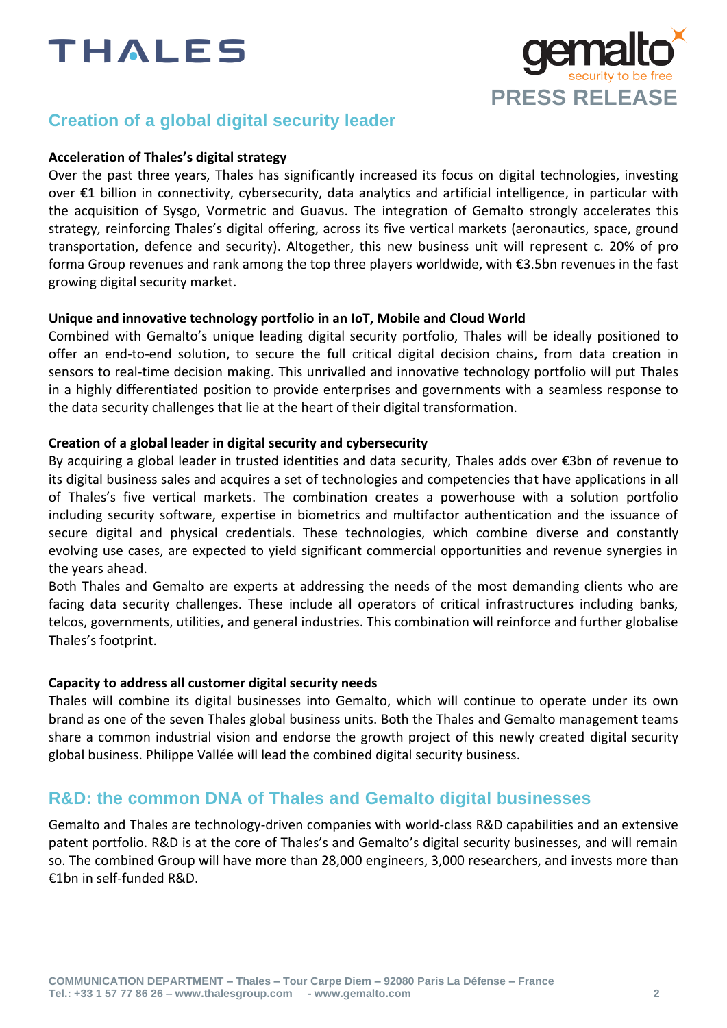## Creation of a global digital security leader

**Acceleration of Thales's digital strategy**

Over the past three years, Thales has significantly increased its focus on digital technologies, investing over €1 billion in connectivity, cybersecurity, data analytics and artificial intelligence, in particular with the acquisition of Sysgo, Vormetric and Guavus. The integration of Gemalto strongly accelerates this strategy, reinforcing Thales's digital offering, across its five vertical markets (aeronautics, space, ground transportation, defence and security). Altogether, this new business unit will represent c. 20% of pro forma Group revenues and rank among the top three players worldwide, with €3.5bn revenues in the fast growing digital security market.

**Unique and innovative technology portfolio in an IoT, Mobile and Cloud World**

Combined with Gemalto's unique leading digital security portfolio, Thales will be ideally positioned to offer an end-to-end solution, to secure the full critical digital decision chains, from data creation in sensors to real-time decision making. This unrivalled and innovative technology portfolio will put Thales in a highly differentiated position to provide enterprises and governments with a seamless response to the data security challenges that lie at the heart of their digital transformation.

**Creation of a global leader in digital security and cybersecurity**

By acquiring a global leader in trusted identities and data security, Thales adds over €3bn of revenue to its digital business sales and acquires a set of technologies and competencies that have applications in all of Thales's five vertical markets. The combination creates a powerhouse with a solution portfolio including security software, expertise in biometrics and multifactor authentication and the issuance of secure digital and physical credentials. These technologies, which combine diverse and constantly evolving use cases, are expected to yield significant commercial opportunities and revenue synergies in the years ahead.

Both Thales and Gemalto are experts at addressing the needs of the most demanding clients who are facing data security challenges. These include all operators of critical infrastructures including banks, telcos, governments, utilities, and general industries. This combination will reinforce and further globalise Thales's footprint.

**Capacity to address all customer digital security needs**

Thales will combine its digital businesses into Gemalto, which will continue to operate under its own brand as one of the seven Thales global business units. Both the Thales and Gemalto management teams share a common industrial vision and endorse the growth project of this newly created digital security global business. Philippe Vallée will lead the combined digital security business.

## R&D: the common DNA of Thales and Gemalto digital businesses

Gemalto and Thales are technology-driven companies with world-class R&D capabilities and an extensive patent portfolio. R&D is at the core of Thales's and Gemalto's digital security businesses, and will remain so. The combined Group will have more than 28,000 engineers, 3,000 researchers, and invests more than €1bn in self-funded R&D.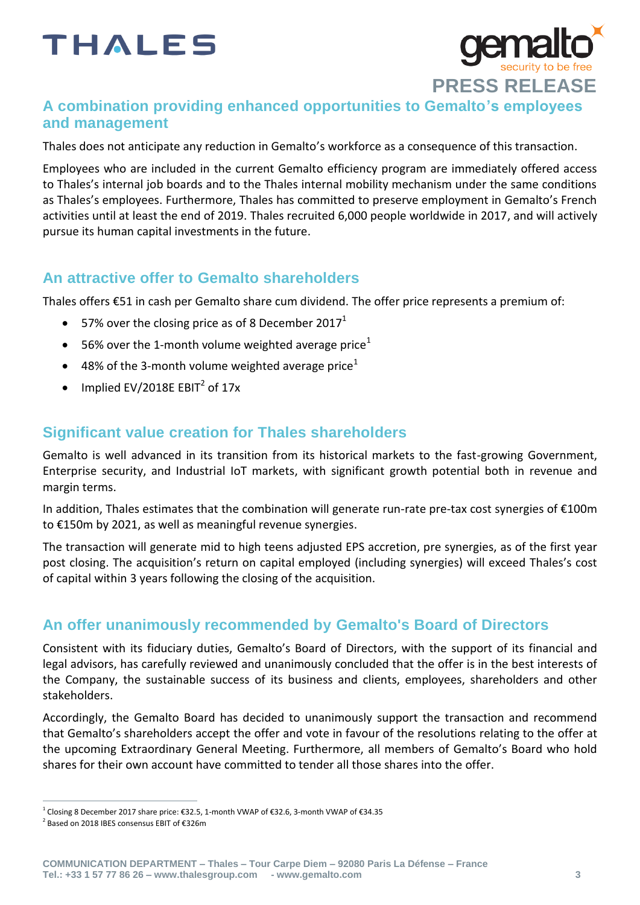## A combination providing enhanced opportunities to Gemalto's employees and management

Thales does not anticipate any reduction in Gemalto's workforce as a consequence of this transaction.

Employees who are included in the current Gemalto efficiency program are immediately offered access to Thales's internal job boards and to the Thales internal mobility mechanism under the same conditions as Thales's employees. Furthermore, Thales has committed to preserve employment in Gemalto's French activities until at least the end of 2019. Thales recruited 6,000 people worldwide in 2017, and will actively pursue its human capital investments in the future.

## An attractive offer to Gemalto shareholders

Thales offers €51 in cash per Gemalto share cum dividend. The offer price represents a premium of:

- 57% over the closing price as of 8 December 2017[1]
- 56% over the 1-month volume weighted average price[1]
- 48% of the 3-month volume weighted average price[1]
- Implied EV/2018E EBIT[2] of 17x

## Significant value creation for Thales shareholders

Gemalto is well advanced in its transition from its historical markets to the fast-growing Government, Enterprise security, and Industrial IoT markets, with significant growth potential both in revenue and margin terms.

In addition, Thales estimates that the combination will generate run-rate pre-tax cost synergies of €100m to €150m by 2021, as well as meaningful revenue synergies.

The transaction will generate mid to high teens adjusted EPS accretion, pre synergies, as of the first year post closing. The acquisition's return on capital employed (including synergies) will exceed Thales's cost of capital within 3 years following the closing of the acquisition.

## An offer unanimously recommended by Gemalto's Board of Directors

Consistent with its fiduciary duties, Gemalto's Board of Directors, with the support of its financial and legal advisors, has carefully reviewed and unanimously concluded that the offer is in the best interests of the Company, the sustainable success of its business and clients, employees, shareholders and other stakeholders.

Accordingly, the Gemalto Board has decided to unanimously support the transaction and recommend that Gemalto's shareholders accept the offer and vote in favour of the resolutions relating to the offer at the upcoming Extraordinary General Meeting. Furthermore, all members of Gemalto's Board who hold shares for their own account have committed to tender all those shares into the offer.

---

[1] Closing 8 December 2017 share price: €32.5, 1-month VWAP of €32.6, 3-month VWAP of €34.35

[2] Based on 2018 IBES consensus EBIT of €326m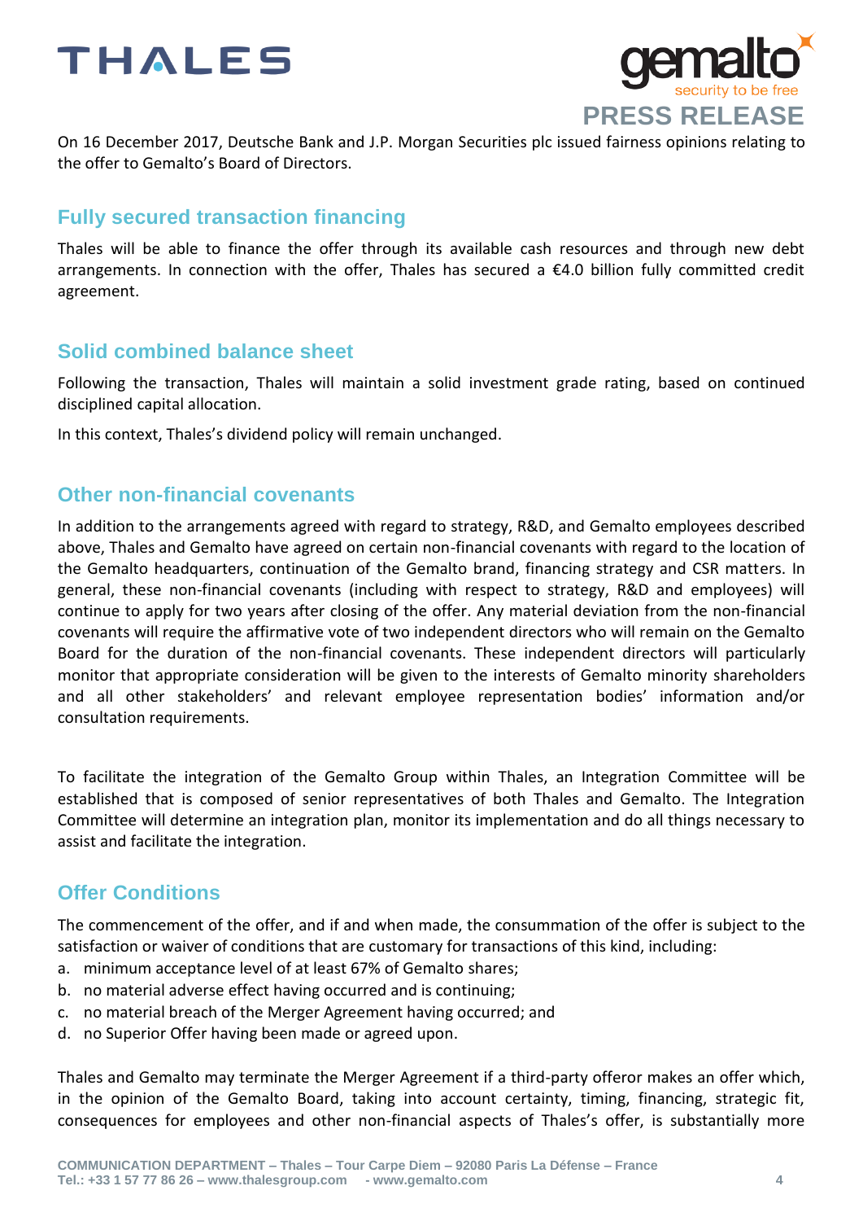On 16 December 2017, Deutsche Bank and J.P. Morgan Securities plc issued fairness opinions relating to the offer to Gemalto's Board of Directors.

## Fully secured transaction financing

Thales will be able to finance the offer through its available cash resources and through new debt arrangements. In connection with the offer, Thales has secured a €4.0 billion fully committed credit agreement.

## Solid combined balance sheet

Following the transaction, Thales will maintain a solid investment grade rating, based on continued disciplined capital allocation.

In this context, Thales's dividend policy will remain unchanged.

## Other non-financial covenants

In addition to the arrangements agreed with regard to strategy, R&D, and Gemalto employees described above, Thales and Gemalto have agreed on certain non-financial covenants with regard to the location of the Gemalto headquarters, continuation of the Gemalto brand, financing strategy and CSR matters. In general, these non-financial covenants (including with respect to strategy, R&D and employees) will continue to apply for two years after closing of the offer. Any material deviation from the non-financial covenants will require the affirmative vote of two independent directors who will remain on the Gemalto Board for the duration of the non-financial covenants. These independent directors will particularly monitor that appropriate consideration will be given to the interests of Gemalto minority shareholders and all other stakeholders' and relevant employee representation bodies' information and/or consultation requirements.

To facilitate the integration of the Gemalto Group within Thales, an Integration Committee will be established that is composed of senior representatives of both Thales and Gemalto. The Integration Committee will determine an integration plan, monitor its implementation and do all things necessary to assist and facilitate the integration.

## Offer Conditions

The commencement of the offer, and if and when made, the consummation of the offer is subject to the satisfaction or waiver of conditions that are customary for transactions of this kind, including:

a. minimum acceptance level of at least 67% of Gemalto shares;
b. no material adverse effect having occurred and is continuing;
c. no material breach of the Merger Agreement having occurred; and
d. no Superior Offer having been made or agreed upon.

Thales and Gemalto may terminate the Merger Agreement if a third-party offeror makes an offer which, in the opinion of the Gemalto Board, taking into account certainty, timing, financing, strategic fit, consequences for employees and other non-financial aspects of Thales's offer, is substantially more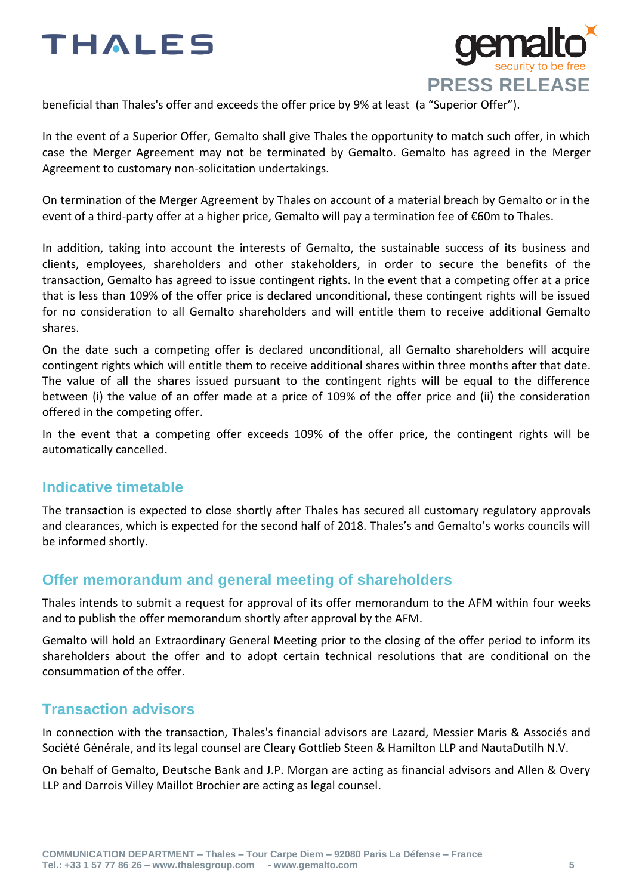beneficial than Thales's offer and exceeds the offer price by 9% at least (a "Superior Offer").

In the event of a Superior Offer, Gemalto shall give Thales the opportunity to match such offer, in which case the Merger Agreement may not be terminated by Gemalto. Gemalto has agreed in the Merger Agreement to customary non-solicitation undertakings.

On termination of the Merger Agreement by Thales on account of a material breach by Gemalto or in the event of a third-party offer at a higher price, Gemalto will pay a termination fee of €60m to Thales.

In addition, taking into account the interests of Gemalto, the sustainable success of its business and clients, employees, shareholders and other stakeholders, in order to secure the benefits of the transaction, Gemalto has agreed to issue contingent rights. In the event that a competing offer at a price that is less than 109% of the offer price is declared unconditional, these contingent rights will be issued for no consideration to all Gemalto shareholders and will entitle them to receive additional Gemalto shares.

On the date such a competing offer is declared unconditional, all Gemalto shareholders will acquire contingent rights which will entitle them to receive additional shares within three months after that date. The value of all the shares issued pursuant to the contingent rights will be equal to the difference between (i) the value of an offer made at a price of 109% of the offer price and (ii) the consideration offered in the competing offer.

In the event that a competing offer exceeds 109% of the offer price, the contingent rights will be automatically cancelled.

## Indicative timetable

The transaction is expected to close shortly after Thales has secured all customary regulatory approvals and clearances, which is expected for the second half of 2018. Thales's and Gemalto's works councils will be informed shortly.

## Offer memorandum and general meeting of shareholders

Thales intends to submit a request for approval of its offer memorandum to the AFM within four weeks and to publish the offer memorandum shortly after approval by the AFM.

Gemalto will hold an Extraordinary General Meeting prior to the closing of the offer period to inform its shareholders about the offer and to adopt certain technical resolutions that are conditional on the consummation of the offer.

## Transaction advisors

In connection with the transaction, Thales's financial advisors are Lazard, Messier Maris & Associés and Société Générale, and its legal counsel are Cleary Gottlieb Steen & Hamilton LLP and NautaDutilh N.V.

On behalf of Gemalto, Deutsche Bank and J.P. Morgan are acting as financial advisors and Allen & Overy LLP and Darrois Villey Maillot Brochier are acting as legal counsel.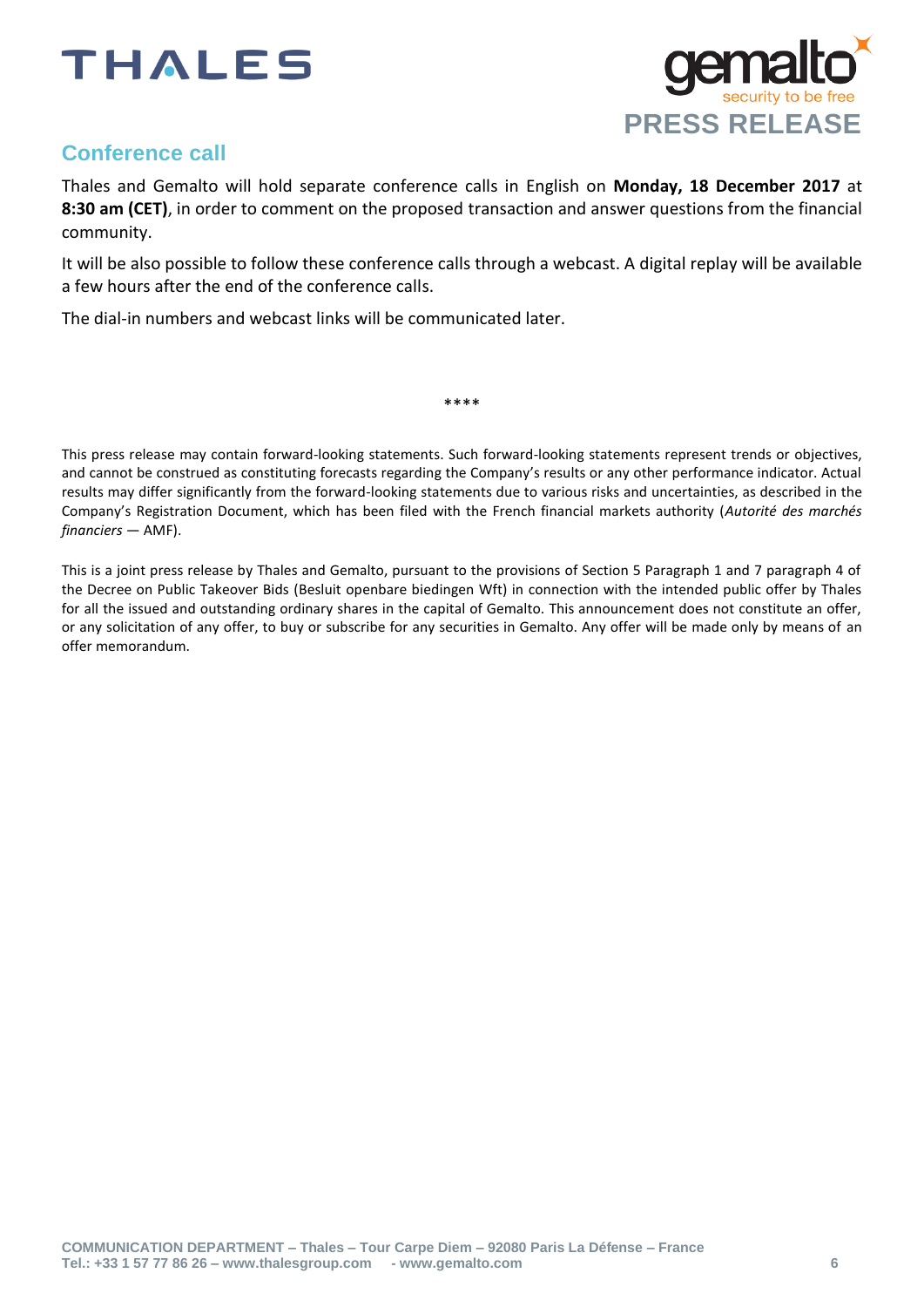## Conference call

Thales and Gemalto will hold separate conference calls in English on **Monday, 18 December 2017** at **8:30 am (CET)**, in order to comment on the proposed transaction and answer questions from the financial community.

It will be also possible to follow these conference calls through a webcast. A digital replay will be available a few hours after the end of the conference calls.

The dial-in numbers and webcast links will be communicated later.

****

This press release may contain forward-looking statements. Such forward-looking statements represent trends or objectives, and cannot be construed as constituting forecasts regarding the Company's results or any other performance indicator. Actual results may differ significantly from the forward-looking statements due to various risks and uncertainties, as described in the Company's Registration Document, which has been filed with the French financial markets authority (*Autorité des marchés financiers* — AMF).

This is a joint press release by Thales and Gemalto, pursuant to the provisions of Section 5 Paragraph 1 and 7 paragraph 4 of the Decree on Public Takeover Bids (Besluit openbare biedingen Wft) in connection with the intended public offer by Thales for all the issued and outstanding ordinary shares in the capital of Gemalto. This announcement does not constitute an offer, or any solicitation of any offer, to buy or subscribe for any securities in Gemalto. Any offer will be made only by means of an offer memorandum.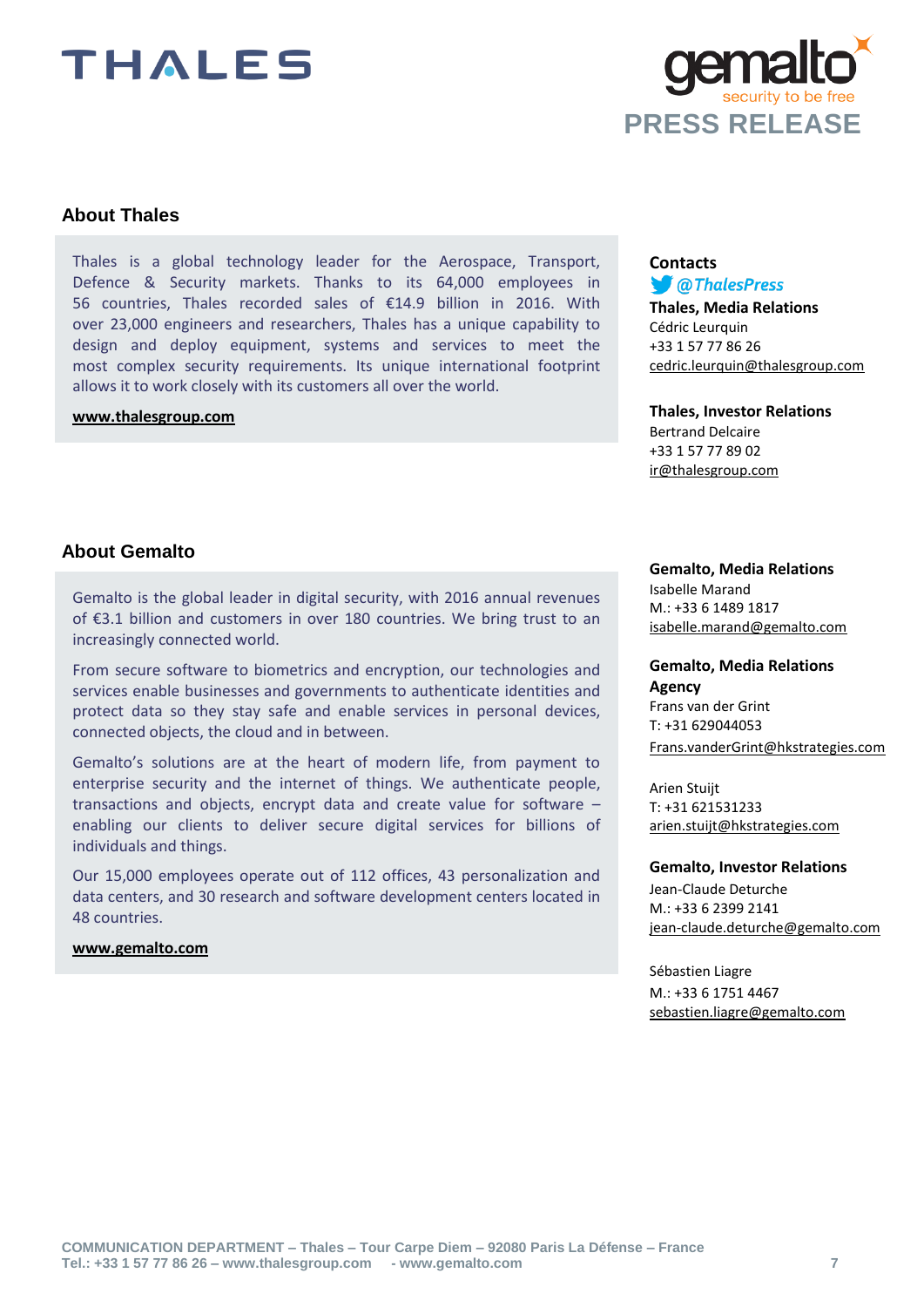## About Thales

Thales is a global technology leader for the Aerospace, Transport, Defence & Security markets. Thanks to its 64,000 employees in 56 countries, Thales recorded sales of €14.9 billion in 2016. With over 23,000 engineers and researchers, Thales has a unique capability to design and deploy equipment, systems and services to meet the most complex security requirements. Its unique international footprint allows it to work closely with its customers all over the world.

**www.thalesgroup.com**

**Contacts**

***@ThalesPress***

**Thales, Media Relations**
Cédric Leurquin
+33 1 57 77 86 26
cedric.leurquin@thalesgroup.com

**Thales, Investor Relations**
Bertrand Delcaire
+33 1 57 77 89 02
ir@thalesgroup.com

## About Gemalto

Gemalto is the global leader in digital security, with 2016 annual revenues of €3.1 billion and customers in over 180 countries. We bring trust to an increasingly connected world.

From secure software to biometrics and encryption, our technologies and services enable businesses and governments to authenticate identities and protect data so they stay safe and enable services in personal devices, connected objects, the cloud and in between.

Gemalto's solutions are at the heart of modern life, from payment to enterprise security and the internet of things. We authenticate people, transactions and objects, encrypt data and create value for software – enabling our clients to deliver secure digital services for billions of individuals and things.

Our 15,000 employees operate out of 112 offices, 43 personalization and data centers, and 30 research and software development centers located in 48 countries.

**www.gemalto.com**

**Gemalto, Media Relations**
Isabelle Marand
M.: +33 6 1489 1817
isabelle.marand@gemalto.com

**Gemalto, Media Relations Agency**
Frans van der Grint
T: +31 629044053
Frans.vanderGrint@hkstrategies.com

Arien Stuijt
T: +31 621531233
arien.stuijt@hkstrategies.com

**Gemalto, Investor Relations**
Jean-Claude Deturche
M.: +33 6 2399 2141
jean-claude.deturche@gemalto.com

Sébastien Liagre
M.: +33 6 1751 4467
sebastien.liagre@gemalto.com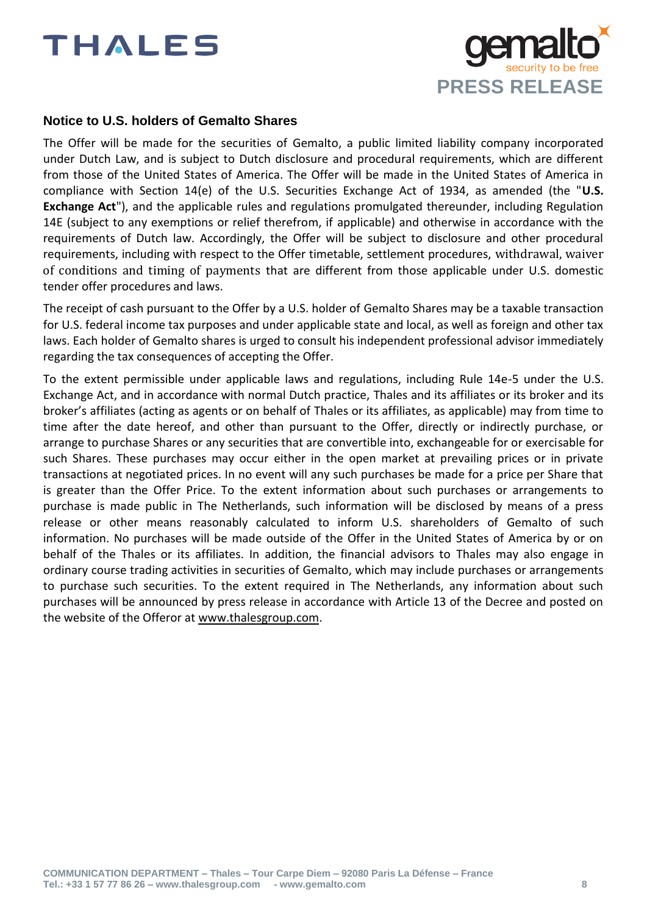## Notice to U.S. holders of Gemalto Shares

The Offer will be made for the securities of Gemalto, a public limited liability company incorporated under Dutch Law, and is subject to Dutch disclosure and procedural requirements, which are different from those of the United States of America. The Offer will be made in the United States of America in compliance with Section 14(e) of the U.S. Securities Exchange Act of 1934, as amended (the "**U.S. Exchange Act**"), and the applicable rules and regulations promulgated thereunder, including Regulation 14E (subject to any exemptions or relief therefrom, if applicable) and otherwise in accordance with the requirements of Dutch law. Accordingly, the Offer will be subject to disclosure and other procedural requirements, including with respect to the Offer timetable, settlement procedures, withdrawal, waiver of conditions and timing of payments that are different from those applicable under U.S. domestic tender offer procedures and laws.

The receipt of cash pursuant to the Offer by a U.S. holder of Gemalto Shares may be a taxable transaction for U.S. federal income tax purposes and under applicable state and local, as well as foreign and other tax laws. Each holder of Gemalto shares is urged to consult his independent professional advisor immediately regarding the tax consequences of accepting the Offer.

To the extent permissible under applicable laws and regulations, including Rule 14e-5 under the U.S. Exchange Act, and in accordance with normal Dutch practice, Thales and its affiliates or its broker and its broker's affiliates (acting as agents or on behalf of Thales or its affiliates, as applicable) may from time to time after the date hereof, and other than pursuant to the Offer, directly or indirectly purchase, or arrange to purchase Shares or any securities that are convertible into, exchangeable for or exercisable for such Shares. These purchases may occur either in the open market at prevailing prices or in private transactions at negotiated prices. In no event will any such purchases be made for a price per Share that is greater than the Offer Price. To the extent information about such purchases or arrangements to purchase is made public in The Netherlands, such information will be disclosed by means of a press release or other means reasonably calculated to inform U.S. shareholders of Gemalto of such information. No purchases will be made outside of the Offer in the United States of America by or on behalf of the Thales or its affiliates. In addition, the financial advisors to Thales may also engage in ordinary course trading activities in securities of Gemalto, which may include purchases or arrangements to purchase such securities. To the extent required in The Netherlands, any information about such purchases will be announced by press release in accordance with Article 13 of the Decree and posted on the website of the Offeror at www.thalesgroup.com.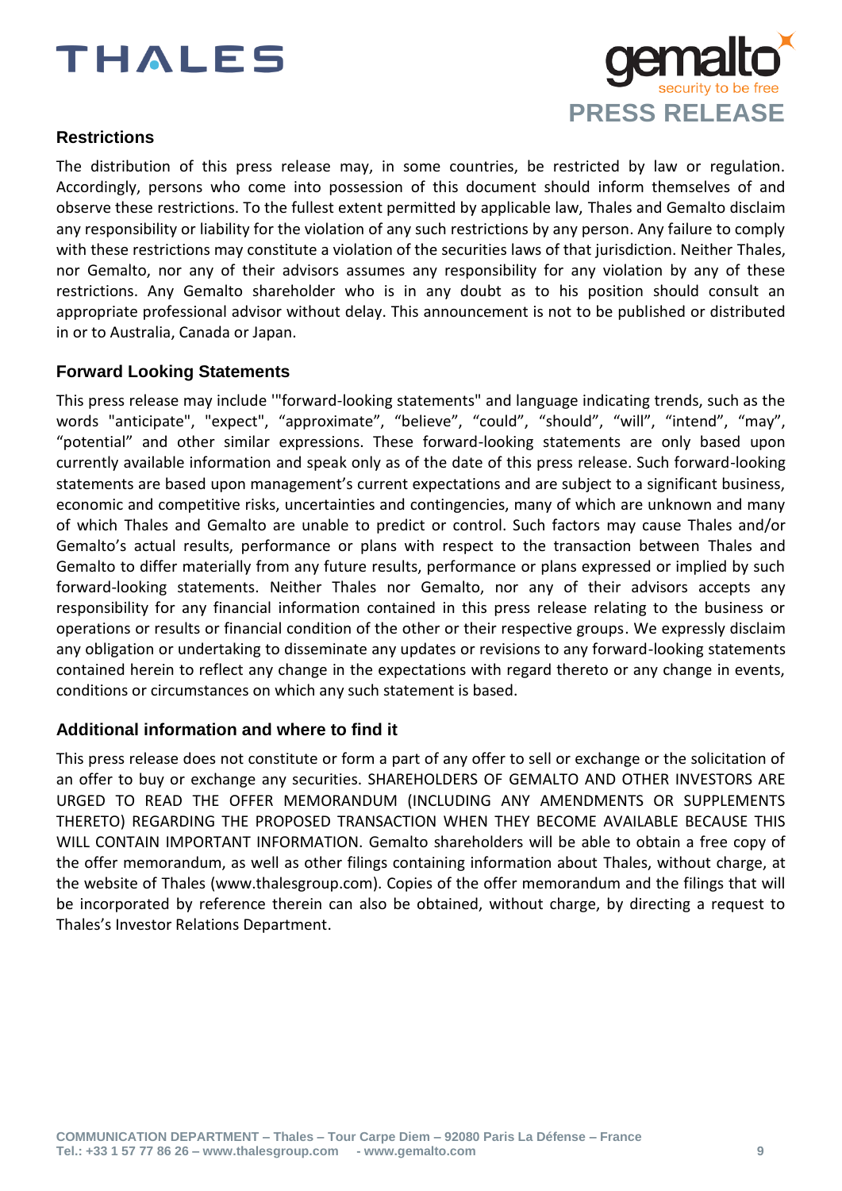## Restrictions

The distribution of this press release may, in some countries, be restricted by law or regulation. Accordingly, persons who come into possession of this document should inform themselves of and observe these restrictions. To the fullest extent permitted by applicable law, Thales and Gemalto disclaim any responsibility or liability for the violation of any such restrictions by any person. Any failure to comply with these restrictions may constitute a violation of the securities laws of that jurisdiction. Neither Thales, nor Gemalto, nor any of their advisors assumes any responsibility for any violation by any of these restrictions. Any Gemalto shareholder who is in any doubt as to his position should consult an appropriate professional advisor without delay. This announcement is not to be published or distributed in or to Australia, Canada or Japan.

## Forward Looking Statements

This press release may include '"forward-looking statements" and language indicating trends, such as the words "anticipate", "expect", "approximate", "believe", "could", "should", "will", "intend", "may", "potential" and other similar expressions. These forward-looking statements are only based upon currently available information and speak only as of the date of this press release. Such forward-looking statements are based upon management's current expectations and are subject to a significant business, economic and competitive risks, uncertainties and contingencies, many of which are unknown and many of which Thales and Gemalto are unable to predict or control. Such factors may cause Thales and/or Gemalto's actual results, performance or plans with respect to the transaction between Thales and Gemalto to differ materially from any future results, performance or plans expressed or implied by such forward-looking statements. Neither Thales nor Gemalto, nor any of their advisors accepts any responsibility for any financial information contained in this press release relating to the business or operations or results or financial condition of the other or their respective groups. We expressly disclaim any obligation or undertaking to disseminate any updates or revisions to any forward-looking statements contained herein to reflect any change in the expectations with regard thereto or any change in events, conditions or circumstances on which any such statement is based.

## Additional information and where to find it

This press release does not constitute or form a part of any offer to sell or exchange or the solicitation of an offer to buy or exchange any securities. SHAREHOLDERS OF GEMALTO AND OTHER INVESTORS ARE URGED TO READ THE OFFER MEMORANDUM (INCLUDING ANY AMENDMENTS OR SUPPLEMENTS THERETO) REGARDING THE PROPOSED TRANSACTION WHEN THEY BECOME AVAILABLE BECAUSE THIS WILL CONTAIN IMPORTANT INFORMATION. Gemalto shareholders will be able to obtain a free copy of the offer memorandum, as well as other filings containing information about Thales, without charge, at the website of Thales (www.thalesgroup.com). Copies of the offer memorandum and the filings that will be incorporated by reference therein can also be obtained, without charge, by directing a request to Thales's Investor Relations Department.